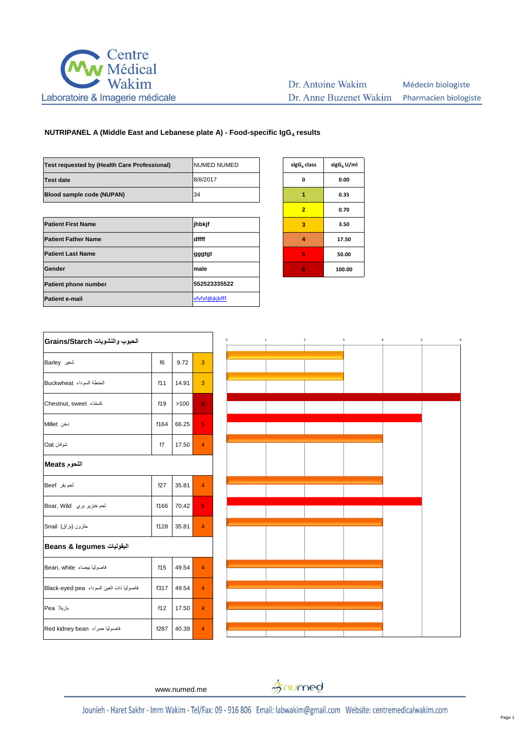Centre Médical Wakim
Laboratoire & Imagerie médicale

Dr. Antoine Wakim — Médecin biologiste
Dr. Anne Buzenet Wakim — Pharmacien biologiste

## NUTRIPANEL A (Middle East and Lebanese plate A) - Food-specific $IgG_4$ results

| Test requested by (Health Care Professional) | NUMED NUMED |
|---|---|
| Test date | 8/8/2017 |
| Blood sample code (NUPAN) | 34 |

| Patient First Name | jhbkjf |
|---|---|
| Patient Father Name | dffff |
| Patient Last Name | gggtgt |
| Gender | male |
| Patient phone number | 552523335522 |
| Patient e-mail | vfvfvf@jkjbfff |

| $sIgG_4$ class | $sIgG_4$ U/ml |
|---|---|
| 0 | 0.00 |
| 1 | 0.35 |
| 2 | 0.70 |
| 3 | 3.50 |
| 4 | 17.50 |
| 5 | 50.00 |
| 6 | 100.00 |

| Grains/Starch الحبوب والنشويات | | | |
|---|---|---|---|
| Barley شعير | f6 | 9.72 | 3 |
| Buckwheat الحنطة السوداء | f11 | 14.91 | 3 |
| Chestnut, sweet كستناء | f19 | >100 | 6 |
| Millet دخن | f164 | 66.25 | 5 |
| Oat شوفان | f7 | 17.50 | 4 |
| **Meats اللحوم** | | | |
| Beef لحم بقر | f27 | 35.81 | 4 |
| Boar, Wild لحم خنزير بري | f166 | 70.42 | 5 |
| Snail حلزون (بزاق) | f128 | 35.81 | 4 |
| **Beans & legumes البقوليات** | | | |
| Bean, white فاصوليا بيضاء | f15 | 49.54 | 4 |
| Black-eyed pea فاصوليا ذات العين السوداء | f317 | 49.54 | 4 |
| Pea بازيلا | f12 | 17.50 | 4 |
| Red kidney bean فاصوليا حمراء | f287 | 40.39 | 4 |

www.numed.me

Jounieh - Haret Sakhr - Imm Wakim - Tel/Fax: 09 - 916 806 Email: labwakim@gmail.com Website: centremedicalwakim.com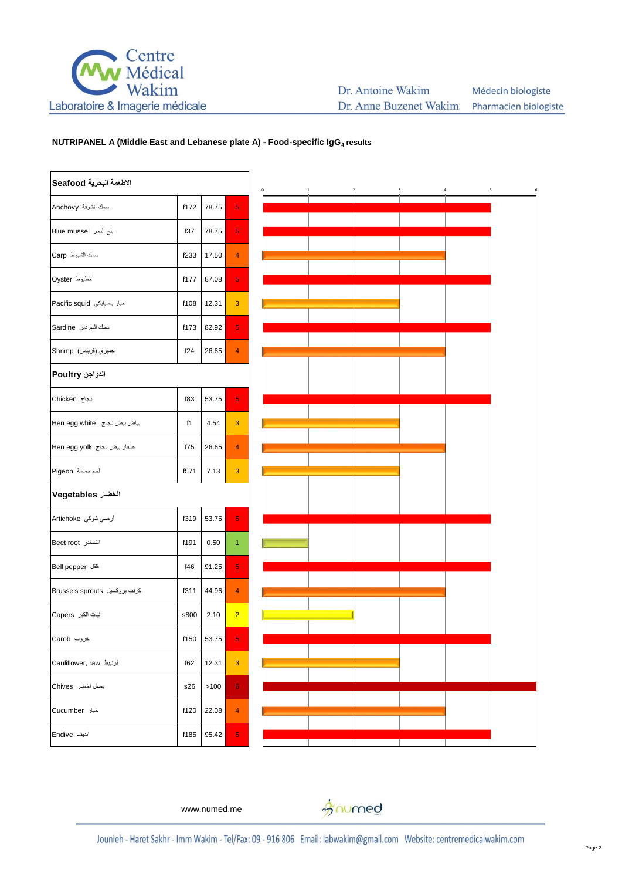Centre Médical Wakim
Laboratoire & Imagerie médicale

Dr. Antoine Wakim — Médecin biologiste
Dr. Anne Buzenet Wakim — Pharmacien biologiste

**NUTRIPANEL A (Middle East and Lebanese plate A) - Food-specific $IgG_4$ results**

| Food | Code | Value | Class |
|---|---|---|---|
| **Seafood الاطعمة البحرية** | | | |
| Anchovy سمك أنشوفة | f172 | 78.75 | 5 |
| Blue mussel بلح البحر | f37 | 78.75 | 5 |
| Carp سمك الشبوط | f233 | 17.50 | 4 |
| Oyster أخطبوط | f177 | 87.08 | 5 |
| Pacific squid حبار باسيفيكي | f108 | 12.31 | 3 |
| Sardine سمك السردين | f173 | 82.92 | 5 |
| Shrimp جمبري (قريدس) | f24 | 26.65 | 4 |
| **Poultry الدواجن** | | | |
| Chicken دجاج | f83 | 53.75 | 5 |
| Hen egg white بياض بيض دجاج | f1 | 4.54 | 3 |
| Hen egg yolk صفار بيض دجاج | f75 | 26.65 | 4 |
| Pigeon لحم حمامة | f571 | 7.13 | 3 |
| **Vegetables الخضار** | | | |
| Artichoke أرضي شوكي | f319 | 53.75 | 5 |
| Beet root الشمندر | f191 | 0.50 | 1 |
| Bell pepper فلفل | f46 | 91.25 | 5 |
| Brussels sprouts كرنب بروكسيل | f311 | 44.96 | 4 |
| Capers نبات الكبر | s800 | 2.10 | 2 |
| Carob خروب | f150 | 53.75 | 5 |
| Cauliflower, raw قرنبيط | f62 | 12.31 | 3 |
| Chives بصل اخضر | s26 | >100 | 6 |
| Cucumber خيار | f120 | 22.08 | 4 |
| Endive انديف | f185 | 95.42 | 5 |

www.numed.me

Jounieh - Haret Sakhr - Imm Wakim - Tel/Fax: 09 - 916 806 Email: labwakim@gmail.com Website: centremedicalwakim.com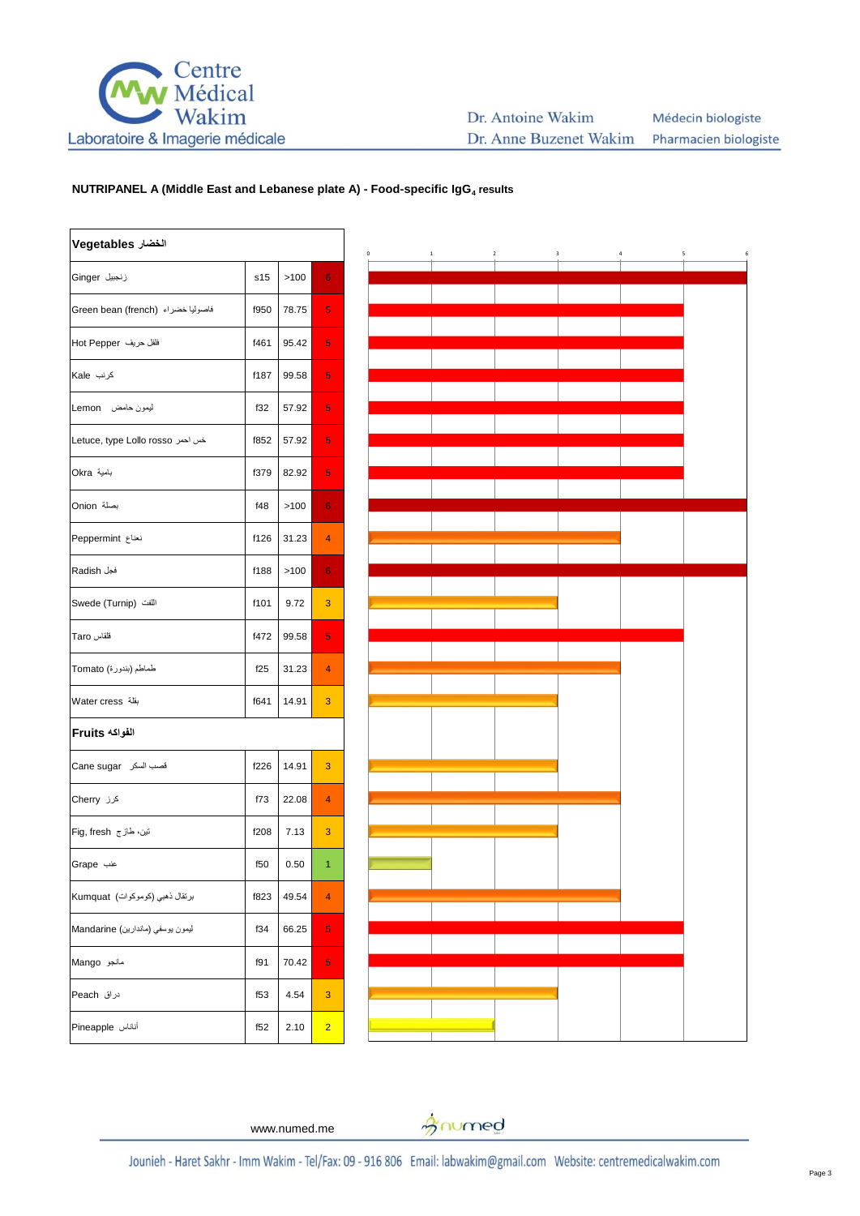Centre Médical Wakim
Laboratoire & Imagerie médicale

Dr. Antoine Wakim — Médecin biologiste
Dr. Anne Buzenet Wakim — Pharmacien biologiste

**NUTRIPANEL A (Middle East and Lebanese plate A) - Food-specific $IgG_4$ results**

| Vegetables الخضار | | | |
|---|---|---|---|
| Ginger زنجبيل | s15 | >100 | 6 |
| Green bean (french) فاصوليا خضراء | f950 | 78.75 | 5 |
| Hot Pepper فلفل حريف | f461 | 95.42 | 5 |
| Kale كرنب | f187 | 99.58 | 5 |
| Lemon ليمون حامض | f32 | 57.92 | 5 |
| Letuce, type Lollo rosso خس احمر | f852 | 57.92 | 5 |
| Okra بامية | f379 | 82.92 | 5 |
| Onion بصلة | f48 | >100 | 6 |
| Peppermint نعناع | f126 | 31.23 | 4 |
| Radish فجل | f188 | >100 | 6 |
| Swede (Turnip) اللفت | f101 | 9.72 | 3 |
| Taro قلقاس | f472 | 99.58 | 5 |
| Tomato طماطم (بندورة) | f25 | 31.23 | 4 |
| Water cress بقلة | f641 | 14.91 | 3 |
| **Fruits الفواكه** | | | |
| Cane sugar قصب السكر | f226 | 14.91 | 3 |
| Cherry كرز | f73 | 22.08 | 4 |
| Fig, fresh تين، طازج | f208 | 7.13 | 3 |
| Grape عنب | f50 | 0.50 | 1 |
| Kumquat برتقال ذهبي (كوموكوات) | f823 | 49.54 | 4 |
| Mandarine ليمون يوسفي (ماندارين) | f34 | 66.25 | 5 |
| Mango مانجو | f91 | 70.42 | 5 |
| Peach دراق | f53 | 4.54 | 3 |
| Pineapple أناناس | f52 | 2.10 | 2 |

www.numed.me

numed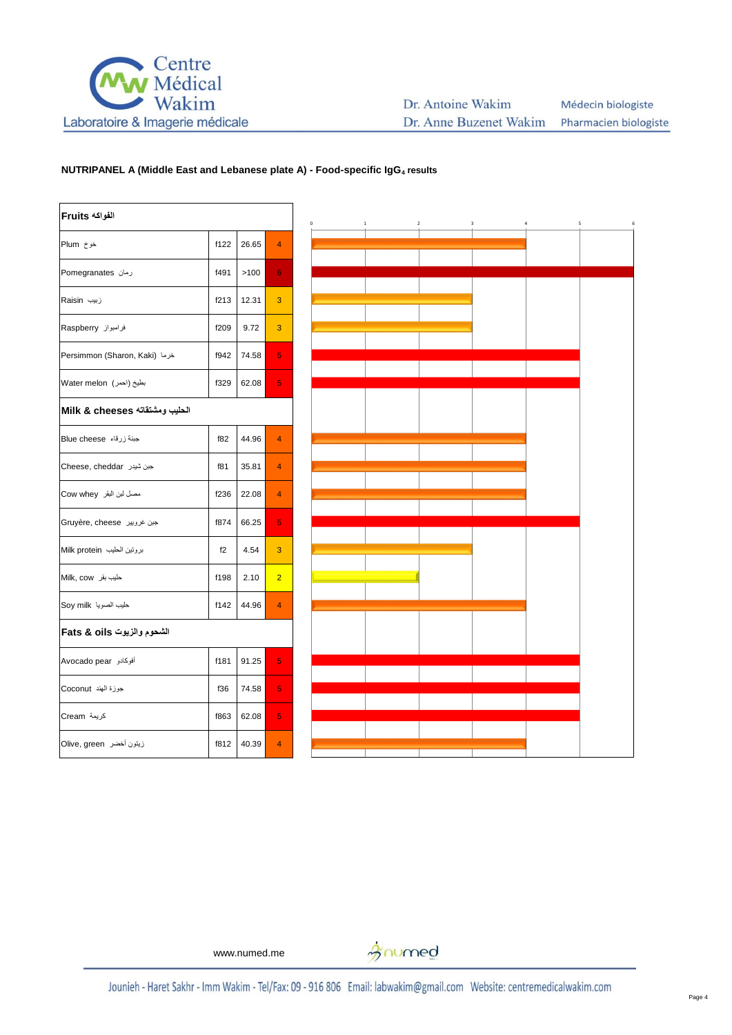## NUTRIPANEL A (Middle East and Lebanese plate A) - Food-specific $IgG_4$ results

| **Fruits الفواكه** | | | |
|---|---|---|---|
| Plum خوخ | f122 | 26.65 | 4 |
| Pomegranates رمان | f491 | >100 | 6 |
| Raisin زبيب | f213 | 12.31 | 3 |
| Raspberry فراسيوا | f209 | 9.72 | 3 |
| Persimmon (Sharon, Kaki) خرما | f942 | 74.58 | 5 |
| Water melon بطيخ (احمر) | f329 | 62.08 | 5 |
| **Milk & cheeses الحليب ومشتقاته** | | | |
| Blue cheese جبنة زرقاء | f82 | 44.96 | 4 |
| Cheese, cheddar جبن شيدر | f81 | 35.81 | 4 |
| Cow whey مصل لبن البقر | f236 | 22.08 | 4 |
| Gruyère, cheese جبن غروبير | f874 | 66.25 | 5 |
| Milk protein بروتين الحليب | f2 | 4.54 | 3 |
| Milk, cow حليب بقر | f198 | 2.10 | 2 |
| Soy milk حليب الصويا | f142 | 44.96 | 4 |
| **Fats & oils الشحوم والزيوت** | | | |
| Avocado pear أفوكادو | f181 | 91.25 | 5 |
| Coconut جوزة الهند | f36 | 74.58 | 5 |
| Cream كريمة | f863 | 62.08 | 5 |
| Olive, green زيتون أخضر | f812 | 40.39 | 4 |

www.numed.me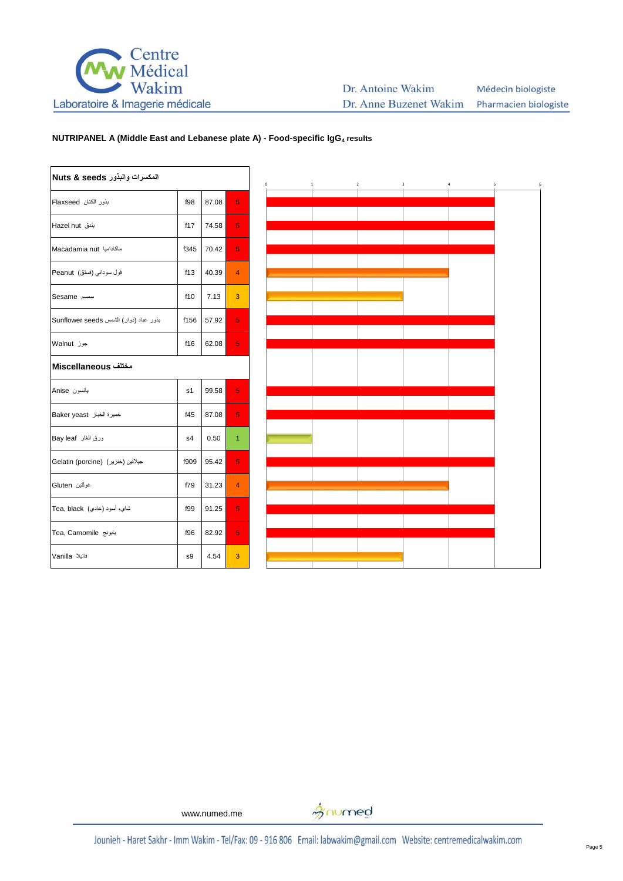**NUTRIPANEL A (Middle East and Lebanese plate A) - Food-specific $IgG_4$ results**

| | | | |
|---|---|---|---|
| **Nuts & seeds المكسرات والبذور** | | | |
| Flaxseed بذور الكتان | f98 | 87.08 | 5 |
| Hazel nut بندق | f17 | 74.58 | 5 |
| Macadamia nut ماكاداميا | f345 | 70.42 | 5 |
| Peanut فول سوداني (فستق) | f13 | 40.39 | 4 |
| Sesame سمسم | f10 | 7.13 | 3 |
| Sunflower seeds بذور عباد (دوار) الشمس | f156 | 57.92 | 5 |
| Walnut جوز | f16 | 62.08 | 5 |
| **Miscellaneous مختلف** | | | |
| Anise يانسون | s1 | 99.58 | 5 |
| Baker yeast خميرة الخباز | f45 | 87.08 | 5 |
| Bay leaf ورق الغار | s4 | 0.50 | 1 |
| Gelatin (porcine) جيلاتين (خنزير) | f909 | 95.42 | 5 |
| Gluten غولتين | f79 | 31.23 | 4 |
| Tea, black شاي، أسود (عادي) | f99 | 91.25 | 5 |
| Tea, Camomile بابونج | f96 | 82.92 | 5 |
| Vanilla فانيلا | s9 | 4.54 | 3 |

0
1
2
3
4
5
6

www.numed.me